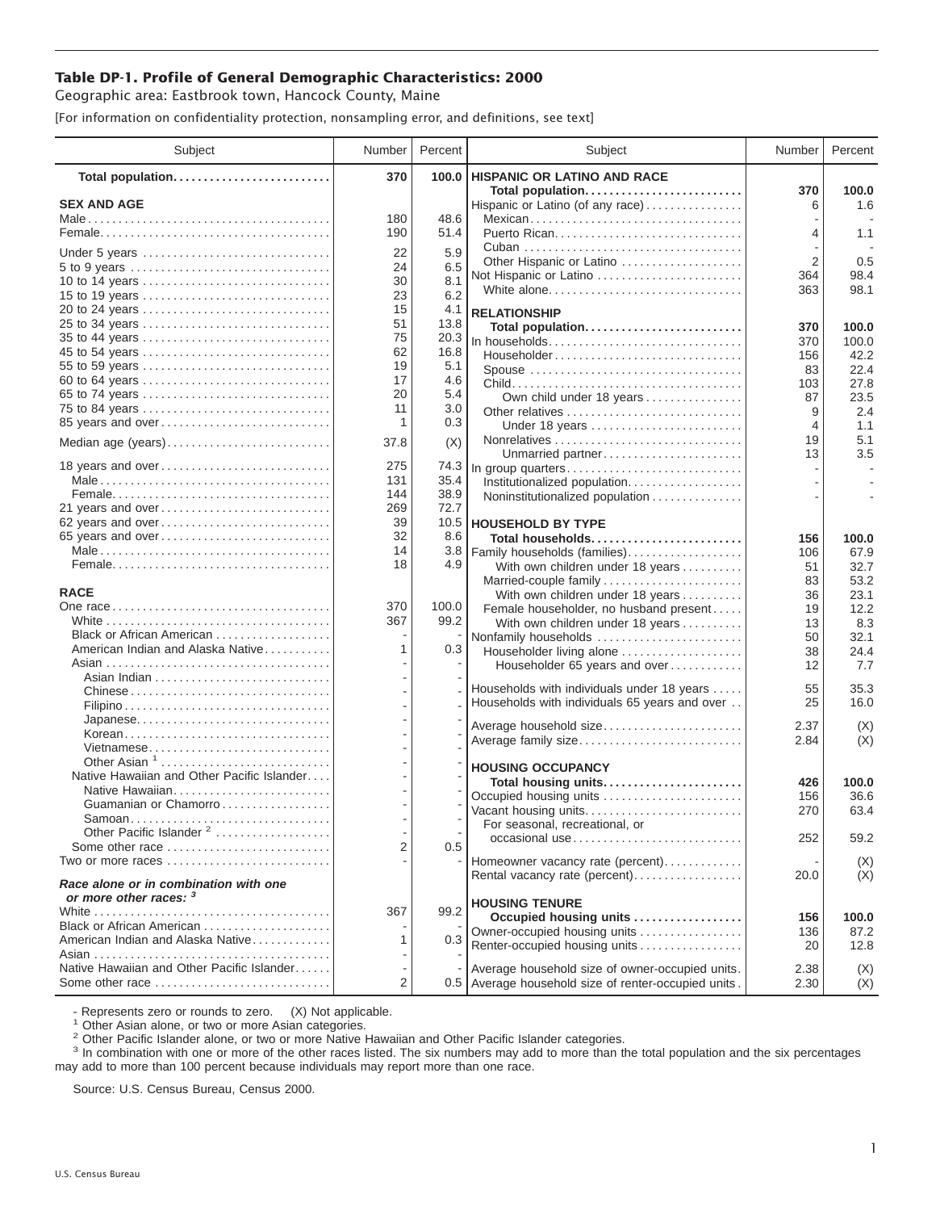## Table DP-1. Profile of General Demographic Characteristics: 2000

Geographic area: Eastbrook town, Hancock County, Maine

[For information on confidentiality protection, nonsampling error, and definitions, see text]

| Subject | Number | Percent |
|---|---|---|
| **Total population** | **370** | **100.0** |
| **SEX AND AGE** | | |
| Male | 180 | 48.6 |
| Female | 190 | 51.4 |
| Under 5 years | 22 | 5.9 |
| 5 to 9 years | 24 | 6.5 |
| 10 to 14 years | 30 | 8.1 |
| 15 to 19 years | 23 | 6.2 |
| 20 to 24 years | 15 | 4.1 |
| 25 to 34 years | 51 | 13.8 |
| 35 to 44 years | 75 | 20.3 |
| 45 to 54 years | 62 | 16.8 |
| 55 to 59 years | 19 | 5.1 |
| 60 to 64 years | 17 | 4.6 |
| 65 to 74 years | 20 | 5.4 |
| 75 to 84 years | 11 | 3.0 |
| 85 years and over | 1 | 0.3 |
| Median age (years) | 37.8 | (X) |
| 18 years and over | 275 | 74.3 |
| Male | 131 | 35.4 |
| Female | 144 | 38.9 |
| 21 years and over | 269 | 72.7 |
| 62 years and over | 39 | 10.5 |
| 65 years and over | 32 | 8.6 |
| Male | 14 | 3.8 |
| Female | 18 | 4.9 |
| **RACE** | | |
| One race | 370 | 100.0 |
| White | 367 | 99.2 |
| Black or African American | - | - |
| American Indian and Alaska Native | 1 | 0.3 |
| Asian | - | - |
| Asian Indian | - | - |
| Chinese | - | - |
| Filipino | - | - |
| Japanese | - | - |
| Korean | - | - |
| Vietnamese | - | - |
| Other Asian [1] | - | - |
| Native Hawaiian and Other Pacific Islander | - | - |
| Native Hawaiian | - | - |
| Guamanian or Chamorro | - | - |
| Samoan | - | - |
| Other Pacific Islander [2] | - | - |
| Some other race | 2 | 0.5 |
| Two or more races | - | - |
| ***Race alone or in combination with one or more other races:* [3]** | | |
| White | 367 | 99.2 |
| Black or African American | - | - |
| American Indian and Alaska Native | 1 | 0.3 |
| Asian | - | - |
| Native Hawaiian and Other Pacific Islander | - | - |
| Some other race | 2 | 0.5 |
| **HISPANIC OR LATINO AND RACE** | | |
| **Total population** | **370** | **100.0** |
| Hispanic or Latino (of any race) | 6 | 1.6 |
| Mexican | - | - |
| Puerto Rican | 4 | 1.1 |
| Cuban | - | - |
| Other Hispanic or Latino | 2 | 0.5 |
| Not Hispanic or Latino | 364 | 98.4 |
| White alone | 363 | 98.1 |
| **RELATIONSHIP** | | |
| **Total population** | **370** | **100.0** |
| In households | 370 | 100.0 |
| Householder | 156 | 42.2 |
| Spouse | 83 | 22.4 |
| Child | 103 | 27.8 |
| Own child under 18 years | 87 | 23.5 |
| Other relatives | 9 | 2.4 |
| Under 18 years | 4 | 1.1 |
| Nonrelatives | 19 | 5.1 |
| Unmarried partner | 13 | 3.5 |
| In group quarters | - | - |
| Institutionalized population | - | - |
| Noninstitutionalized population | - | - |
| **HOUSEHOLD BY TYPE** | | |
| **Total households** | **156** | **100.0** |
| Family households (families) | 106 | 67.9 |
| With own children under 18 years | 51 | 32.7 |
| Married-couple family | 83 | 53.2 |
| With own children under 18 years | 36 | 23.1 |
| Female householder, no husband present | 19 | 12.2 |
| With own children under 18 years | 13 | 8.3 |
| Nonfamily households | 50 | 32.1 |
| Householder living alone | 38 | 24.4 |
| Householder 65 years and over | 12 | 7.7 |
| Households with individuals under 18 years | 55 | 35.3 |
| Households with individuals 65 years and over | 25 | 16.0 |
| Average household size | 2.37 | (X) |
| Average family size | 2.84 | (X) |
| **HOUSING OCCUPANCY** | | |
| **Total housing units** | **426** | **100.0** |
| Occupied housing units | 156 | 36.6 |
| Vacant housing units | 270 | 63.4 |
| For seasonal, recreational, or occasional use | 252 | 59.2 |
| Homeowner vacancy rate (percent) | - | (X) |
| Rental vacancy rate (percent) | 20.0 | (X) |
| **HOUSING TENURE** | | |
| **Occupied housing units** | **156** | **100.0** |
| Owner-occupied housing units | 136 | 87.2 |
| Renter-occupied housing units | 20 | 12.8 |
| Average household size of owner-occupied units | 2.38 | (X) |
| Average household size of renter-occupied units | 2.30 | (X) |

- Represents zero or rounds to zero. (X) Not applicable.

[1] Other Asian alone, or two or more Asian categories.

[2] Other Pacific Islander alone, or two or more Native Hawaiian and Other Pacific Islander categories.

[3] In combination with one or more of the other races listed. The six numbers may add to more than the total population and the six percentages may add to more than 100 percent because individuals may report more than one race.

Source: U.S. Census Bureau, Census 2000.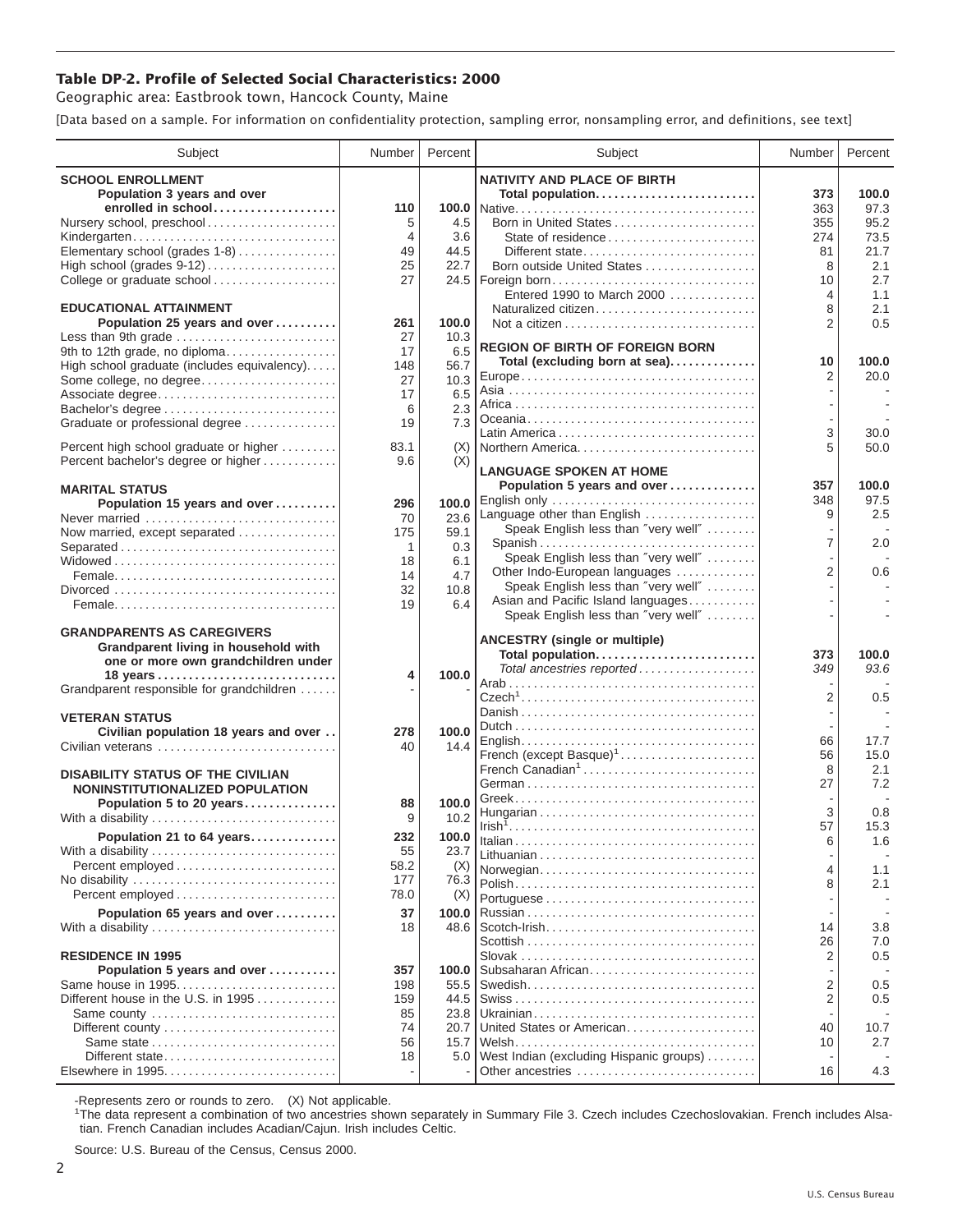# Table DP-2. Profile of Selected Social Characteristics: 2000

Geographic area: Eastbrook town, Hancock County, Maine

[Data based on a sample. For information on confidentiality protection, sampling error, nonsampling error, and definitions, see text]

| Subject | Number | Percent |
|---|---|---|
| **SCHOOL ENROLLMENT** | | |
| **Population 3 years and over enrolled in school** | **110** | **100.0** |
| Nursery school, preschool | 5 | 4.5 |
| Kindergarten | 4 | 3.6 |
| Elementary school (grades 1-8) | 49 | 44.5 |
| High school (grades 9-12) | 25 | 22.7 |
| College or graduate school | 27 | 24.5 |
| **EDUCATIONAL ATTAINMENT** | | |
| **Population 25 years and over** | **261** | **100.0** |
| Less than 9th grade | 27 | 10.3 |
| 9th to 12th grade, no diploma | 17 | 6.5 |
| High school graduate (includes equivalency) | 148 | 56.7 |
| Some college, no degree | 27 | 10.3 |
| Associate degree | 17 | 6.5 |
| Bachelor's degree | 6 | 2.3 |
| Graduate or professional degree | 19 | 7.3 |
| Percent high school graduate or higher | 83.1 | (X) |
| Percent bachelor's degree or higher | 9.6 | (X) |
| **MARITAL STATUS** | | |
| **Population 15 years and over** | **296** | **100.0** |
| Never married | 70 | 23.6 |
| Now married, except separated | 175 | 59.1 |
| Separated | 1 | 0.3 |
| Widowed | 18 | 6.1 |
| Female | 14 | 4.7 |
| Divorced | 32 | 10.8 |
| Female | 19 | 6.4 |
| **GRANDPARENTS AS CAREGIVERS** | | |
| **Grandparent living in household with one or more own grandchildren under 18 years** | **4** | **100.0** |
| Grandparent responsible for grandchildren | - | - |
| **VETERAN STATUS** | | |
| **Civilian population 18 years and over** | **278** | **100.0** |
| Civilian veterans | 40 | 14.4 |
| **DISABILITY STATUS OF THE CIVILIAN NONINSTITUTIONALIZED POPULATION** | | |
| **Population 5 to 20 years** | **88** | **100.0** |
| With a disability | 9 | 10.2 |
| **Population 21 to 64 years** | **232** | **100.0** |
| With a disability | 55 | 23.7 |
| Percent employed | 58.2 | (X) |
| No disability | 177 | 76.3 |
| Percent employed | 78.0 | (X) |
| **Population 65 years and over** | **37** | **100.0** |
| With a disability | 18 | 48.6 |
| **RESIDENCE IN 1995** | | |
| **Population 5 years and over** | **357** | **100.0** |
| Same house in 1995 | 198 | 55.5 |
| Different house in the U.S. in 1995 | 159 | 44.5 |
| Same county | 85 | 23.8 |
| Different county | 74 | 20.7 |
| Same state | 56 | 15.7 |
| Different state | 18 | 5.0 |
| Elsewhere in 1995 | - | - |

| Subject | Number | Percent |
|---|---|---|
| **NATIVITY AND PLACE OF BIRTH** | | |
| **Total population** | **373** | **100.0** |
| Native | 363 | 97.3 |
| Born in United States | 355 | 95.2 |
| State of residence | 274 | 73.5 |
| Different state | 81 | 21.7 |
| Born outside United States | 8 | 2.1 |
| Foreign born | 10 | 2.7 |
| Entered 1990 to March 2000 | 4 | 1.1 |
| Naturalized citizen | 8 | 2.1 |
| Not a citizen | 2 | 0.5 |
| **REGION OF BIRTH OF FOREIGN BORN** | | |
| **Total (excluding born at sea)** | **10** | **100.0** |
| Europe | 2 | 20.0 |
| Asia | - | - |
| Africa | - | - |
| Oceania | - | - |
| Latin America | 3 | 30.0 |
| Northern America | 5 | 50.0 |
| **LANGUAGE SPOKEN AT HOME** | | |
| **Population 5 years and over** | **357** | **100.0** |
| English only | 348 | 97.5 |
| Language other than English | 9 | 2.5 |
| Speak English less than "very well" | - | - |
| Spanish | 7 | 2.0 |
| Speak English less than "very well" | - | - |
| Other Indo-European languages | 2 | 0.6 |
| Speak English less than "very well" | - | - |
| Asian and Pacific Island languages | - | - |
| Speak English less than "very well" | - | - |
| **ANCESTRY (single or multiple)** | | |
| **Total population** | **373** | **100.0** |
| *Total ancestries reported* | *349* | *93.6* |
| Arab | - | - |
| Czech[1] | 2 | 0.5 |
| Danish | - | - |
| Dutch | - | - |
| English | 66 | 17.7 |
| French (except Basque)[1] | 56 | 15.0 |
| French Canadian[1] | 8 | 2.1 |
| German | 27 | 7.2 |
| Greek | - | - |
| Hungarian | 3 | 0.8 |
| Irish[1] | 57 | 15.3 |
| Italian | 6 | 1.6 |
| Lithuanian | - | - |
| Norwegian | 4 | 1.1 |
| Polish | 8 | 2.1 |
| Portuguese | - | - |
| Russian | - | - |
| Scotch-Irish | 14 | 3.8 |
| Scottish | 26 | 7.0 |
| Slovak | 2 | 0.5 |
| Subsaharan African | - | - |
| Swedish | 2 | 0.5 |
| Swiss | 2 | 0.5 |
| Ukrainian | - | - |
| United States or American | 40 | 10.7 |
| Welsh | 10 | 2.7 |
| West Indian (excluding Hispanic groups) | - | - |
| Other ancestries | 16 | 4.3 |

-Represents zero or rounds to zero. (X) Not applicable.

[1]The data represent a combination of two ancestries shown separately in Summary File 3. Czech includes Czechoslovakian. French includes Alsatian. French Canadian includes Acadian/Cajun. Irish includes Celtic.

Source: U.S. Bureau of the Census, Census 2000.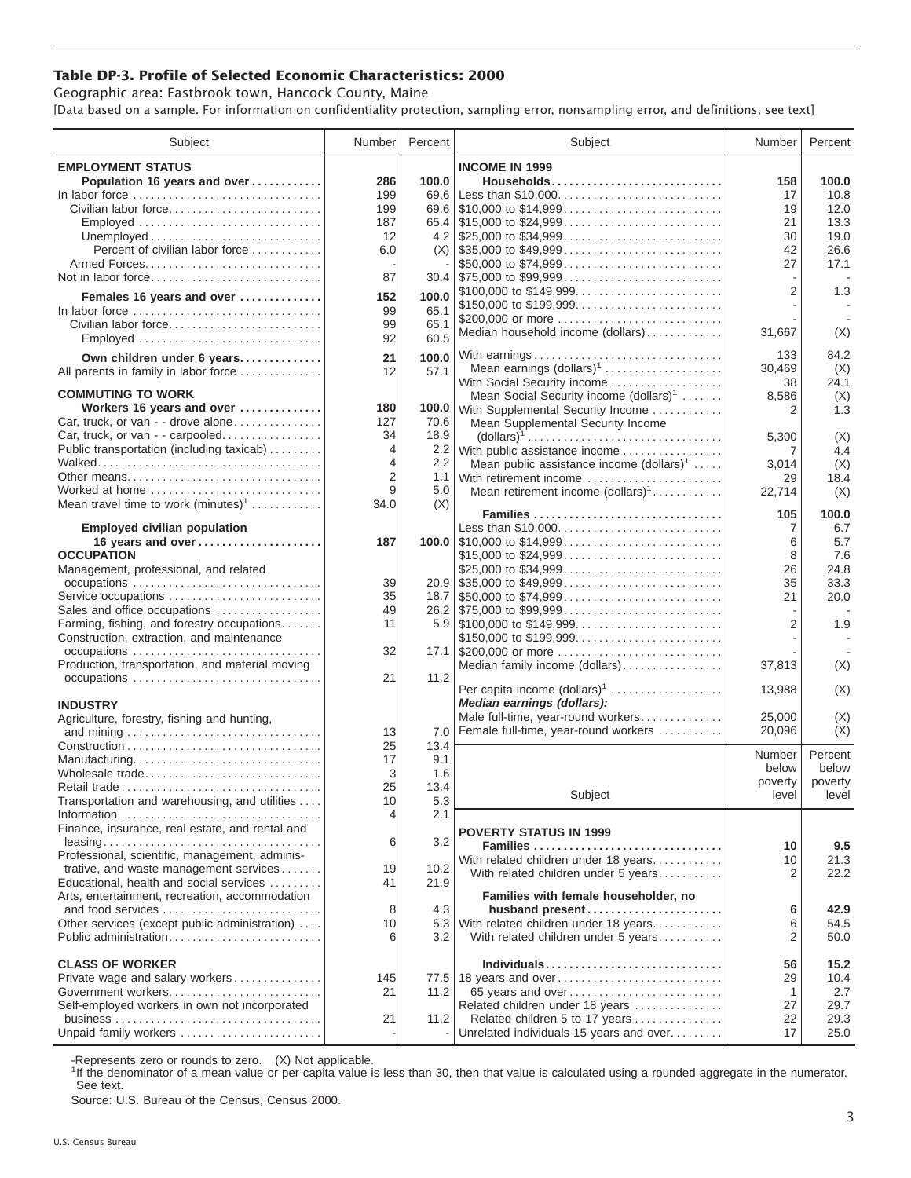# Table DP-3. Profile of Selected Economic Characteristics: 2000

Geographic area: Eastbrook town, Hancock County, Maine

[Data based on a sample. For information on confidentiality protection, sampling error, nonsampling error, and definitions, see text]

| Subject | Number | Percent |
|---|---|---|
| **EMPLOYMENT STATUS** | | |
| **Population 16 years and over** | **286** | **100.0** |
| In labor force | 199 | 69.6 |
| Civilian labor force | 199 | 69.6 |
| Employed | 187 | 65.4 |
| Unemployed | 12 | 4.2 |
| Percent of civilian labor force | 6.0 | (X) |
| Armed Forces | - | - |
| Not in labor force | 87 | 30.4 |
| **Females 16 years and over** | **152** | **100.0** |
| In labor force | 99 | 65.1 |
| Civilian labor force | 99 | 65.1 |
| Employed | 92 | 60.5 |
| **Own children under 6 years** | **21** | **100.0** |
| All parents in family in labor force | 12 | 57.1 |
| **COMMUTING TO WORK** | | |
| **Workers 16 years and over** | **180** | **100.0** |
| Car, truck, or van - - drove alone | 127 | 70.6 |
| Car, truck, or van - - carpooled | 34 | 18.9 |
| Public transportation (including taxicab) | 4 | 2.2 |
| Walked | 4 | 2.2 |
| Other means | 2 | 1.1 |
| Worked at home | 9 | 5.0 |
| Mean travel time to work (minutes)[1] | 34.0 | (X) |
| **Employed civilian population 16 years and over** | **187** | **100.0** |
| **OCCUPATION** | | |
| Management, professional, and related occupations | 39 | 20.9 |
| Service occupations | 35 | 18.7 |
| Sales and office occupations | 49 | 26.2 |
| Farming, fishing, and forestry occupations | 11 | 5.9 |
| Construction, extraction, and maintenance occupations | 32 | 17.1 |
| Production, transportation, and material moving occupations | 21 | 11.2 |
| **INDUSTRY** | | |
| Agriculture, forestry, fishing and hunting, and mining | 13 | 7.0 |
| Construction | 25 | 13.4 |
| Manufacturing | 17 | 9.1 |
| Wholesale trade | 3 | 1.6 |
| Retail trade | 25 | 13.4 |
| Transportation and warehousing, and utilities | 10 | 5.3 |
| Information | 4 | 2.1 |
| Finance, insurance, real estate, and rental and leasing | 6 | 3.2 |
| Professional, scientific, management, administrative, and waste management services | 19 | 10.2 |
| Educational, health and social services | 41 | 21.9 |
| Arts, entertainment, recreation, accommodation and food services | 8 | 4.3 |
| Other services (except public administration) | 10 | 5.3 |
| Public administration | 6 | 3.2 |
| **CLASS OF WORKER** | | |
| Private wage and salary workers | 145 | 77.5 |
| Government workers | 21 | 11.2 |
| Self-employed workers in own not incorporated business | 21 | 11.2 |
| Unpaid family workers | - | - |

| Subject | Number | Percent |
|---|---|---|
| **INCOME IN 1999** | | |
| **Households** | **158** | **100.0** |
| Less than $10,000 | 17 | 10.8 |
| $10,000 to $14,999 | 19 | 12.0 |
| $15,000 to $24,999 | 21 | 13.3 |
| $25,000 to $34,999 | 30 | 19.0 |
| $35,000 to $49,999 | 42 | 26.6 |
| $50,000 to $74,999 | 27 | 17.1 |
| $75,000 to $99,999 | - | - |
| $100,000 to $149,999 | 2 | 1.3 |
| $150,000 to $199,999 | - | - |
| $200,000 or more | - | - |
| Median household income (dollars) | 31,667 | (X) |
| With earnings | 133 | 84.2 |
| Mean earnings (dollars)[1] | 30,469 | (X) |
| With Social Security income | 38 | 24.1 |
| Mean Social Security income (dollars)[1] | 8,586 | (X) |
| With Supplemental Security Income | 2 | 1.3 |
| Mean Supplemental Security Income (dollars)[1] | 5,300 | (X) |
| With public assistance income | 7 | 4.4 |
| Mean public assistance income (dollars)[1] | 3,014 | (X) |
| With retirement income | 29 | 18.4 |
| Mean retirement income (dollars)[1] | 22,714 | (X) |
| **Families** | **105** | **100.0** |
| Less than $10,000 | 7 | 6.7 |
| $10,000 to $14,999 | 6 | 5.7 |
| $15,000 to $24,999 | 8 | 7.6 |
| $25,000 to $34,999 | 26 | 24.8 |
| $35,000 to $49,999 | 35 | 33.3 |
| $50,000 to $74,999 | 21 | 20.0 |
| $75,000 to $99,999 | - | - |
| $100,000 to $149,999 | 2 | 1.9 |
| $150,000 to $199,999 | - | - |
| $200,000 or more | - | - |
| Median family income (dollars) | 37,813 | (X) |
| Per capita income (dollars)[1] | 13,988 | (X) |
| ***Median earnings (dollars):*** | | |
| Male full-time, year-round workers | 25,000 | (X) |
| Female full-time, year-round workers | 20,096 | (X) |

| Subject | Number below poverty level | Percent below poverty level |
|---|---|---|
| **POVERTY STATUS IN 1999** | | |
| **Families** | **10** | **9.5** |
| With related children under 18 years | 10 | 21.3 |
| With related children under 5 years | 2 | 22.2 |
| **Families with female householder, no husband present** | **6** | **42.9** |
| With related children under 18 years | 6 | 54.5 |
| With related children under 5 years | 2 | 50.0 |
| **Individuals** | **56** | **15.2** |
| 18 years and over | 29 | 10.4 |
| 65 years and over | 1 | 2.7 |
| Related children under 18 years | 27 | 29.7 |
| Related children 5 to 17 years | 22 | 29.3 |
| Unrelated individuals 15 years and over | 17 | 25.0 |

-Represents zero or rounds to zero. (X) Not applicable.

[1]If the denominator of a mean value or per capita value is less than 30, then that value is calculated using a rounded aggregate in the numerator. See text.

Source: U.S. Bureau of the Census, Census 2000.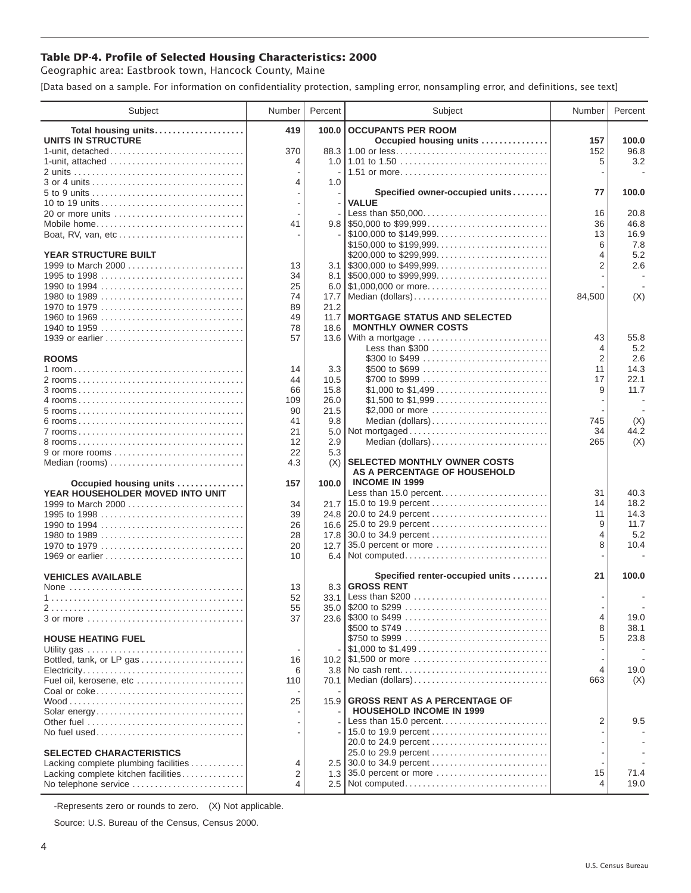### Table DP-4. Profile of Selected Housing Characteristics: 2000

Geographic area: Eastbrook town, Hancock County, Maine

[Data based on a sample. For information on confidentiality protection, sampling error, nonsampling error, and definitions, see text]

| Subject | Number | Percent | Subject | Number | Percent |
|---|---|---|---|---|---|
| **Total housing units** | **419** | **100.0** | **OCCUPANTS PER ROOM** | | |
| **UNITS IN STRUCTURE** | | | **Occupied housing units** | **157** | **100.0** |
| 1-unit, detached | 370 | 88.3 | 1.00 or less | 152 | 96.8 |
| 1-unit, attached | 4 | 1.0 | 1.01 to 1.50 | 5 | 3.2 |
| 2 units | - | - | 1.51 or more | - | - |
| 3 or 4 units | 4 | 1.0 | | | |
| 5 to 9 units | - | - | **Specified owner-occupied units** | **77** | **100.0** |
| 10 to 19 units | - | - | **VALUE** | | |
| 20 or more units | - | - | Less than $50,000 | 16 | 20.8 |
| Mobile home | 41 | 9.8 | $50,000 to $99,999 | 36 | 46.8 |
| Boat, RV, van, etc | - | - | $100,000 to $149,999 | 13 | 16.9 |
| | | | $150,000 to $199,999 | 6 | 7.8 |
| **YEAR STRUCTURE BUILT** | | | $200,000 to $299,999 | 4 | 5.2 |
| 1999 to March 2000 | 13 | 3.1 | $300,000 to $499,999 | 2 | 2.6 |
| 1995 to 1998 | 34 | 8.1 | $500,000 to $999,999 | - | - |
| 1990 to 1994 | 25 | 6.0 | $1,000,000 or more | - | - |
| 1980 to 1989 | 74 | 17.7 | Median (dollars) | 84,500 | (X) |
| 1970 to 1979 | 89 | 21.2 | | | |
| 1960 to 1969 | 49 | 11.7 | **MORTGAGE STATUS AND SELECTED MONTHLY OWNER COSTS** | | |
| 1940 to 1959 | 78 | 18.6 | | | |
| 1939 or earlier | 57 | 13.6 | With a mortgage | 43 | 55.8 |
| | | | Less than $300 | 4 | 5.2 |
| **ROOMS** | | | $300 to $499 | 2 | 2.6 |
| 1 room | 14 | 3.3 | $500 to $699 | 11 | 14.3 |
| 2 rooms | 44 | 10.5 | $700 to $999 | 17 | 22.1 |
| 3 rooms | 66 | 15.8 | $1,000 to $1,499 | 9 | 11.7 |
| 4 rooms | 109 | 26.0 | $1,500 to $1,999 | - | - |
| 5 rooms | 90 | 21.5 | $2,000 or more | - | - |
| 6 rooms | 41 | 9.8 | Median (dollars) | 745 | (X) |
| 7 rooms | 21 | 5.0 | Not mortgaged | 34 | 44.2 |
| 8 rooms | 12 | 2.9 | Median (dollars) | 265 | (X) |
| 9 or more rooms | 22 | 5.3 | | | |
| Median (rooms) | 4.3 | (X) | **SELECTED MONTHLY OWNER COSTS AS A PERCENTAGE OF HOUSEHOLD INCOME IN 1999** | | |
| **Occupied housing units** | **157** | **100.0** | | | |
| **YEAR HOUSEHOLDER MOVED INTO UNIT** | | | Less than 15.0 percent | 31 | 40.3 |
| 1999 to March 2000 | 34 | 21.7 | 15.0 to 19.9 percent | 14 | 18.2 |
| 1995 to 1998 | 39 | 24.8 | 20.0 to 24.9 percent | 11 | 14.3 |
| 1990 to 1994 | 26 | 16.6 | 25.0 to 29.9 percent | 9 | 11.7 |
| 1980 to 1989 | 28 | 17.8 | 30.0 to 34.9 percent | 4 | 5.2 |
| 1970 to 1979 | 20 | 12.7 | 35.0 percent or more | 8 | 10.4 |
| 1969 or earlier | 10 | 6.4 | Not computed | - | - |
| | | | | | |
| **VEHICLES AVAILABLE** | | | **Specified renter-occupied units** | **21** | **100.0** |
| None | 13 | 8.3 | **GROSS RENT** | | |
| 1 | 52 | 33.1 | Less than $200 | - | - |
| 2 | 55 | 35.0 | $200 to $299 | - | - |
| 3 or more | 37 | 23.6 | $300 to $499 | 4 | 19.0 |
| | | | $500 to $749 | 8 | 38.1 |
| **HOUSE HEATING FUEL** | | | $750 to $999 | 5 | 23.8 |
| Utility gas | - | - | $1,000 to $1,499 | - | - |
| Bottled, tank, or LP gas | 16 | 10.2 | $1,500 or more | - | - |
| Electricity | 6 | 3.8 | No cash rent | 4 | 19.0 |
| Fuel oil, kerosene, etc | 110 | 70.1 | Median (dollars) | 663 | (X) |
| Coal or coke | - | - | | | |
| Wood | 25 | 15.9 | **GROSS RENT AS A PERCENTAGE OF HOUSEHOLD INCOME IN 1999** | | |
| Solar energy | - | - | | | |
| Other fuel | - | - | Less than 15.0 percent | 2 | 9.5 |
| No fuel used | - | - | 15.0 to 19.9 percent | - | - |
| | | | 20.0 to 24.9 percent | - | - |
| **SELECTED CHARACTERISTICS** | | | 25.0 to 29.9 percent | - | - |
| Lacking complete plumbing facilities | 4 | 2.5 | 30.0 to 34.9 percent | - | - |
| Lacking complete kitchen facilities | 2 | 1.3 | 35.0 percent or more | 15 | 71.4 |
| No telephone service | 4 | 2.5 | Not computed | 4 | 19.0 |

-Represents zero or rounds to zero. (X) Not applicable.

Source: U.S. Bureau of the Census, Census 2000.